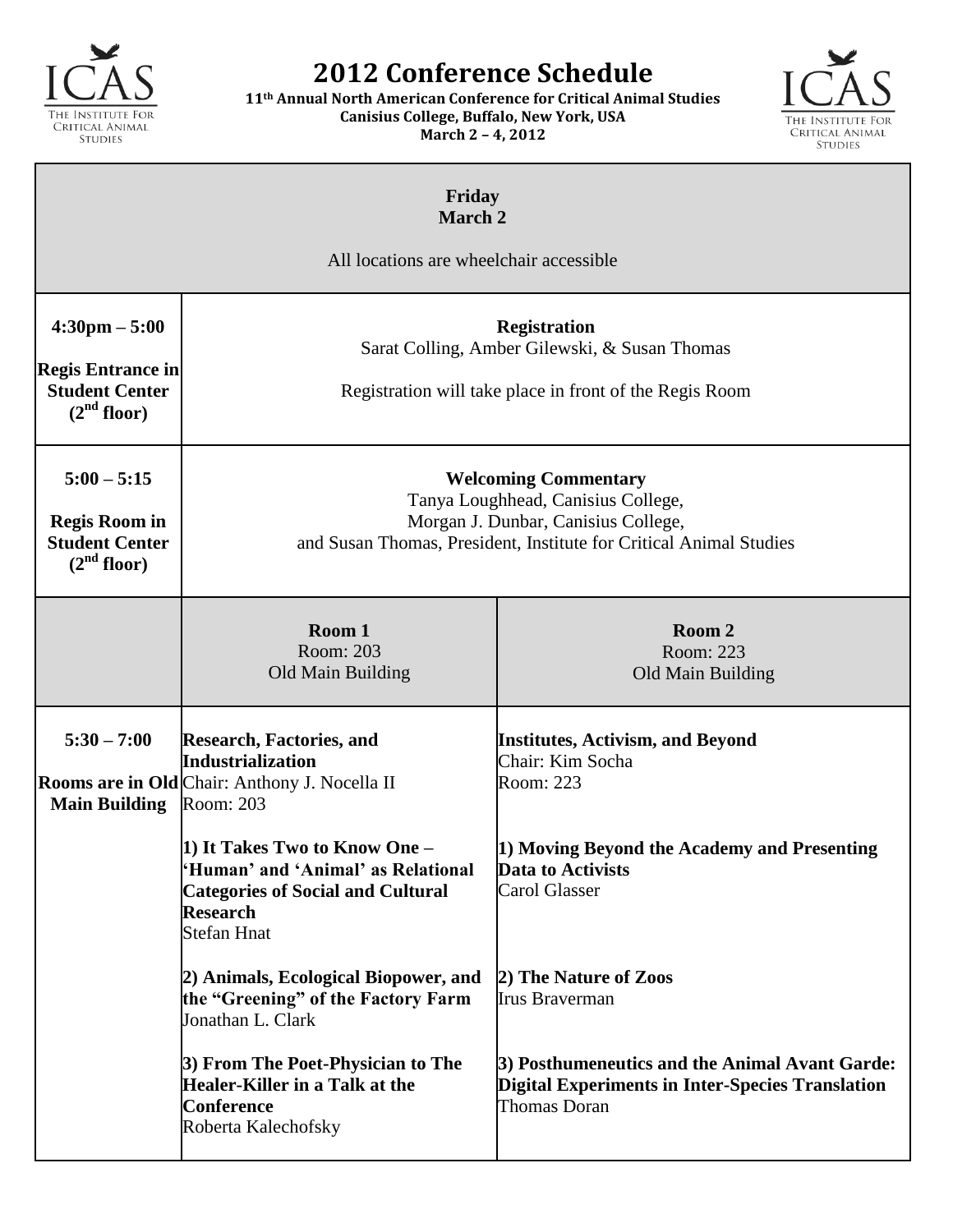# 2012 Conference Schedule

**11th Annual North American Conference for Critical Animal Studies**
**Canisius College, Buffalo, New York, USA**
**March 2 – 4, 2012**

## Friday
## March 2

All locations are wheelchair accessible

| | | |
|---|---|---|
| **4:30pm – 5:00**<br><br>**Regis Entrance in Student Center (2nd floor)** | **Registration**<br>Sarat Colling, Amber Gilewski, & Susan Thomas<br><br>Registration will take place in front of the Regis Room | |
| **5:00 – 5:15**<br><br>**Regis Room in Student Center (2nd floor)** | **Welcoming Commentary**<br>Tanya Loughhead, Canisius College,<br>Morgan J. Dunbar, Canisius College,<br>and Susan Thomas, President, Institute for Critical Animal Studies | |
| | **Room 1**<br>Room: 203<br>Old Main Building | **Room 2**<br>Room: 223<br>Old Main Building |
| **5:30 – 7:00**<br><br>**Rooms are in Old Main Building** | **Research, Factories, and Industrialization**<br>Chair: Anthony J. Nocella II<br>Room: 203<br><br>**1) It Takes Two to Know One – 'Human' and 'Animal' as Relational Categories of Social and Cultural Research**<br>Stefan Hnat<br><br>**2) Animals, Ecological Biopower, and the "Greening" of the Factory Farm**<br>Jonathan L. Clark<br><br>**3) From The Poet-Physician to The Healer-Killer in a Talk at the Conference**<br>Roberta Kalechofsky | **Institutes, Activism, and Beyond**<br>Chair: Kim Socha<br>Room: 223<br><br>**1) Moving Beyond the Academy and Presenting Data to Activists**<br>Carol Glasser<br><br>**2) The Nature of Zoos**<br>Irus Braverman<br><br>**3) Posthumeneutics and the Animal Avant Garde: Digital Experiments in Inter-Species Translation**<br>Thomas Doran |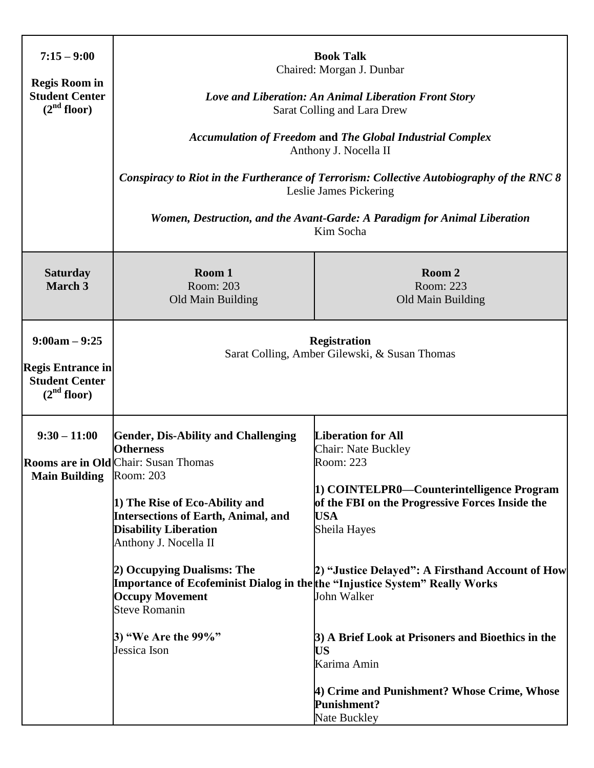| | | |
|---|---|---|
| **7:15 – 9:00**<br><br>**Regis Room in Student Center (2nd floor)** | **Book Talk**<br>Chaired: Morgan J. Dunbar<br><br>***Love and Liberation: An Animal Liberation Front Story***<br>Sarat Colling and Lara Drew<br><br>***Accumulation of Freedom* and *The Global Industrial Complex***<br>Anthony J. Nocella II<br><br>***Conspiracy to Riot in the Furtherance of Terrorism: Collective Autobiography of the RNC 8***<br>Leslie James Pickering<br><br>***Women, Destruction, and the Avant-Garde: A Paradigm for Animal Liberation***<br>Kim Socha | |
| **Saturday March 3** | **Room 1**<br>Room: 203<br>Old Main Building | **Room 2**<br>Room: 223<br>Old Main Building |
| **9:00am – 9:25**<br><br>**Regis Entrance in Student Center (2nd floor)** | **Registration**<br>Sarat Colling, Amber Gilewski, & Susan Thomas | |
| **9:30 – 11:00**<br><br>**Rooms are in Old Main Building** | **Gender, Dis-Ability and Challenging Otherness**<br>Chair: Susan Thomas<br>Room: 203<br><br>**1) The Rise of Eco-Ability and Intersections of Earth, Animal, and Disability Liberation**<br>Anthony J. Nocella II<br><br>**2) Occupying Dualisms: The Importance of Ecofeminist Dialog in the Occupy Movement**<br>Steve Romanin<br><br>**3) "We Are the 99%"**<br>Jessica Ison | **Liberation for All**<br>Chair: Nate Buckley<br>Room: 223<br><br>**1) COINTELPR0—Counterintelligence Program of the FBI on the Progressive Forces Inside the USA**<br>Sheila Hayes<br><br>**2) "Justice Delayed": A Firsthand Account of How the "Injustice System" Really Works**<br>John Walker<br><br>**3) A Brief Look at Prisoners and Bioethics in the US**<br>Karima Amin<br><br>**4) Crime and Punishment? Whose Crime, Whose Punishment?**<br>Nate Buckley |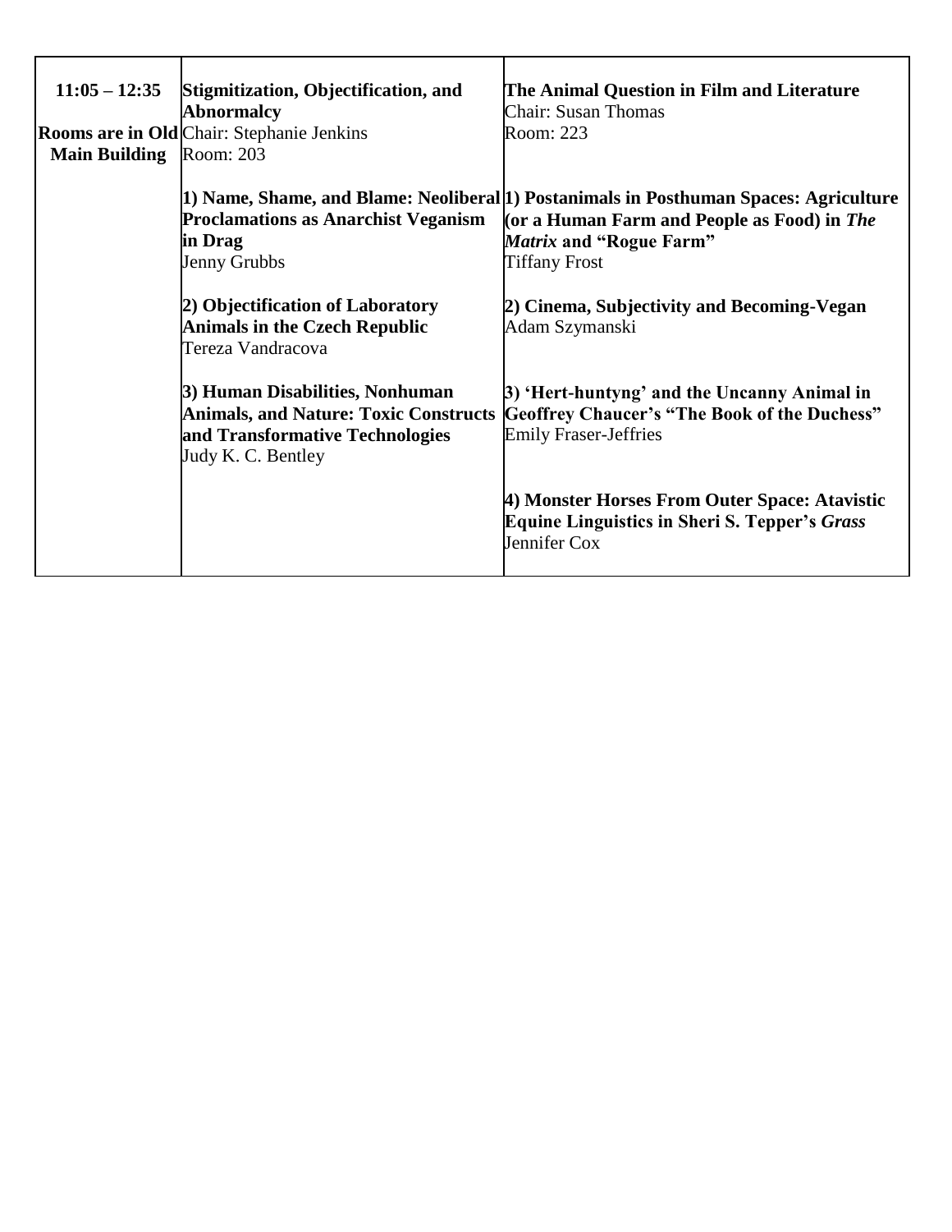| 11:05 – 12:35<br><br>Rooms are in Old Main Building | **Stigmitization, Objectification, and Abnormalcy**<br>Chair: Stephanie Jenkins<br>Room: 203 | **The Animal Question in Film and Literature**<br>Chair: Susan Thomas<br>Room: 223 |
|---|---|---|
| | **1) Name, Shame, and Blame: Neoliberal Proclamations as Anarchist Veganism in Drag**<br>Jenny Grubbs | **1) Postanimals in Posthuman Spaces: Agriculture (or a Human Farm and People as Food) in *The Matrix* and "Rogue Farm"**<br>Tiffany Frost |
| | **2) Objectification of Laboratory Animals in the Czech Republic**<br>Tereza Vandracova | **2) Cinema, Subjectivity and Becoming-Vegan**<br>Adam Szymanski |
| | **3) Human Disabilities, Nonhuman Animals, and Nature: Toxic Constructs and Transformative Technologies**<br>Judy K. C. Bentley | **3) 'Hert-huntyng' and the Uncanny Animal in Geoffrey Chaucer's "The Book of the Duchess"**<br>Emily Fraser-Jeffries |
| | | **4) Monster Horses From Outer Space: Atavistic Equine Linguistics in Sheri S. Tepper's *Grass***<br>Jennifer Cox |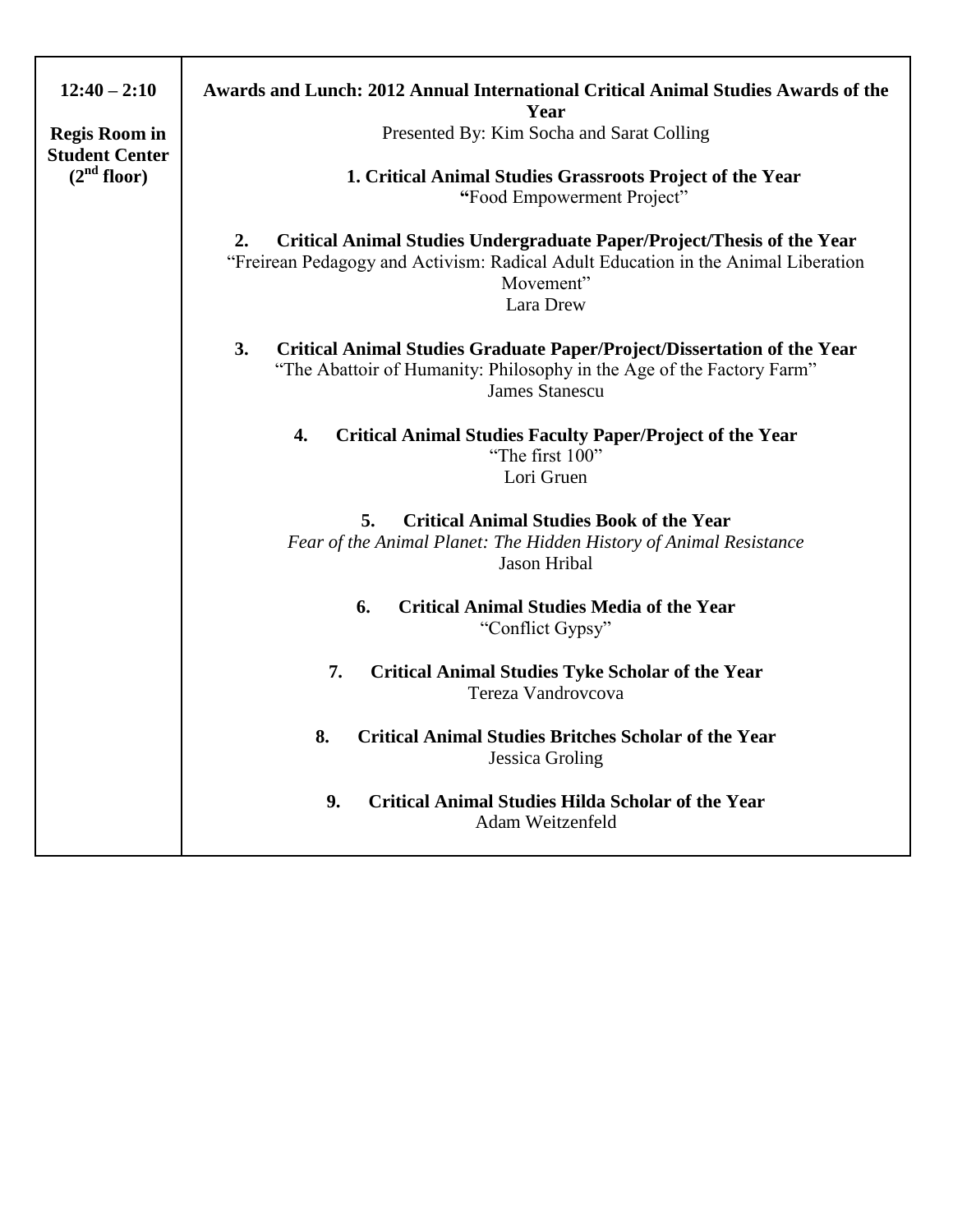| 12:40 – 2:10<br><br>Regis Room in Student Center (2nd floor) | **Awards and Lunch: 2012 Annual International Critical Animal Studies Awards of the Year**<br>Presented By: Kim Socha and Sarat Colling<br><br>**1. Critical Animal Studies Grassroots Project of the Year**<br>"Food Empowerment Project"<br><br>**2. Critical Animal Studies Undergraduate Paper/Project/Thesis of the Year**<br>"Freirean Pedagogy and Activism: Radical Adult Education in the Animal Liberation Movement"<br>Lara Drew<br><br>**3. Critical Animal Studies Graduate Paper/Project/Dissertation of the Year**<br>"The Abattoir of Humanity: Philosophy in the Age of the Factory Farm"<br>James Stanescu<br><br>**4. Critical Animal Studies Faculty Paper/Project of the Year**<br>"The first 100"<br>Lori Gruen<br><br>**5. Critical Animal Studies Book of the Year**<br>*Fear of the Animal Planet: The Hidden History of Animal Resistance*<br>Jason Hribal<br><br>**6. Critical Animal Studies Media of the Year**<br>"Conflict Gypsy"<br><br>**7. Critical Animal Studies Tyke Scholar of the Year**<br>Tereza Vandrovcova<br><br>**8. Critical Animal Studies Britches Scholar of the Year**<br>Jessica Groling<br><br>**9. Critical Animal Studies Hilda Scholar of the Year**<br>Adam Weitzenfeld |
|---|---|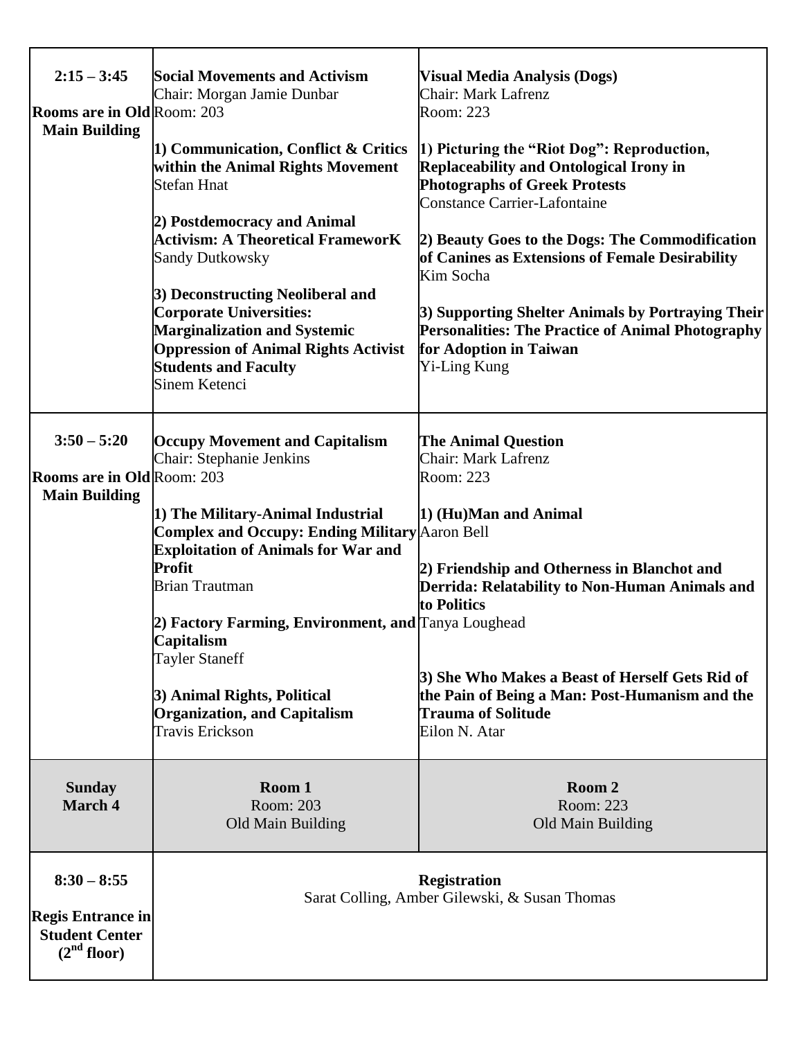| | | |
|---|---|---|
| **2:15 – 3:45**<br><br>**Rooms are in Old Main Building** | **Social Movements and Activism**<br>Chair: Morgan Jamie Dunbar<br>Room: 203<br><br>**1) Communication, Conflict & Critics within the Animal Rights Movement**<br>Stefan Hnat<br><br>**2) Postdemocracy and Animal Activism: A Theoretical FrameworK**<br>Sandy Dutkowsky<br><br>**3) Deconstructing Neoliberal and Corporate Universities: Marginalization and Systemic Oppression of Animal Rights Activist Students and Faculty**<br>Sinem Ketenci | **Visual Media Analysis (Dogs)**<br>Chair: Mark Lafrenz<br>Room: 223<br><br>**1) Picturing the "Riot Dog": Reproduction, Replaceability and Ontological Irony in Photographs of Greek Protests**<br>Constance Carrier-Lafontaine<br><br>**2) Beauty Goes to the Dogs: The Commodification of Canines as Extensions of Female Desirability**<br>Kim Socha<br><br>**3) Supporting Shelter Animals by Portraying Their Personalities: The Practice of Animal Photography for Adoption in Taiwan**<br>Yi-Ling Kung |
| **3:50 – 5:20**<br><br>**Rooms are in Old Main Building** | **Occupy Movement and Capitalism**<br>Chair: Stephanie Jenkins<br>Room: 203<br><br>**1) The Military-Animal Industrial Complex and Occupy: Ending Military Exploitation of Animals for War and Profit**<br>Brian Trautman<br><br>**2) Factory Farming, Environment, and Capitalism**<br>Tayler Staneff<br><br>**3) Animal Rights, Political Organization, and Capitalism**<br>Travis Erickson | **The Animal Question**<br>Chair: Mark Lafrenz<br>Room: 223<br><br>**1) (Hu)Man and Animal**<br>Aaron Bell<br><br>**2) Friendship and Otherness in Blanchot and Derrida: Relatability to Non-Human Animals and to Politics**<br>Tanya Loughead<br><br>**3) She Who Makes a Beast of Herself Gets Rid of the Pain of Being a Man: Post-Humanism and the Trauma of Solitude**<br>Eilon N. Atar |
| **Sunday March 4** | **Room 1**<br>Room: 203<br>Old Main Building | **Room 2**<br>Room: 223<br>Old Main Building |
| **8:30 – 8:55**<br><br>**Regis Entrance in Student Center (2nd floor)** | **Registration**<br>Sarat Colling, Amber Gilewski, & Susan Thomas | |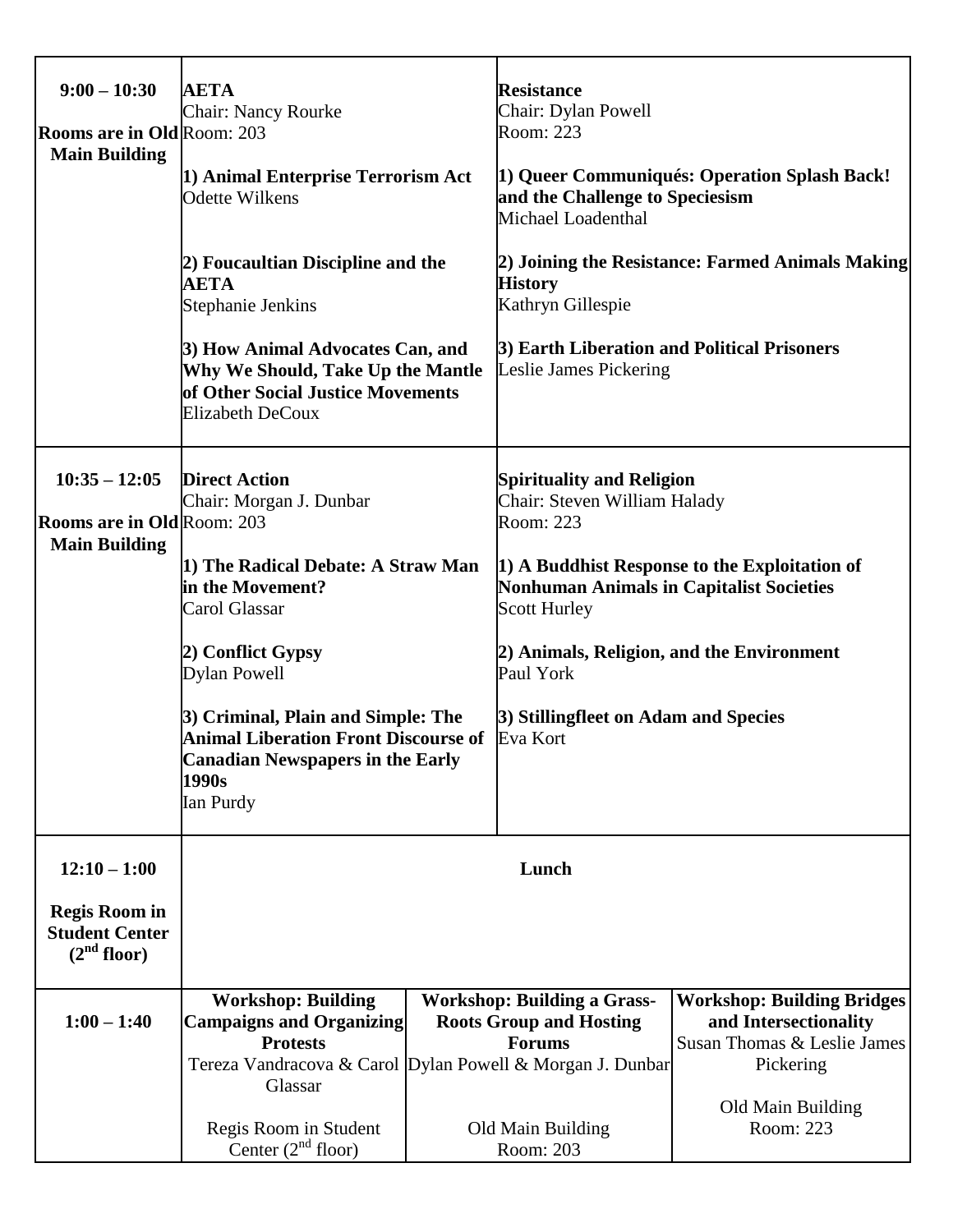| | | | |
|---|---|---|---|
| **9:00 – 10:30**<br><br>**Rooms are in Old Main Building** | **AETA**<br>Chair: Nancy Rourke<br>Room: 203<br><br>**1) Animal Enterprise Terrorism Act**<br>Odette Wilkens<br><br>**2) Foucaultian Discipline and the AETA**<br>Stephanie Jenkins<br><br>**3) How Animal Advocates Can, and Why We Should, Take Up the Mantle of Other Social Justice Movements**<br>Elizabeth DeCoux | **Resistance**<br>Chair: Dylan Powell<br>Room: 223<br><br>**1) Queer Communiqués: Operation Splash Back! and the Challenge to Speciesism**<br>Michael Loadenthal<br><br>**2) Joining the Resistance: Farmed Animals Making History**<br>Kathryn Gillespie<br><br>**3) Earth Liberation and Political Prisoners**<br>Leslie James Pickering | |
| **10:35 – 12:05**<br><br>**Rooms are in Old Main Building** | **Direct Action**<br>Chair: Morgan J. Dunbar<br>Room: 203<br><br>**1) The Radical Debate: A Straw Man in the Movement?**<br>Carol Glassar<br><br>**2) Conflict Gypsy**<br>Dylan Powell<br><br>**3) Criminal, Plain and Simple: The Animal Liberation Front Discourse of Canadian Newspapers in the Early 1990s**<br>Ian Purdy | **Spirituality and Religion**<br>Chair: Steven William Halady<br>Room: 223<br><br>**1) A Buddhist Response to the Exploitation of Nonhuman Animals in Capitalist Societies**<br>Scott Hurley<br><br>**2) Animals, Religion, and the Environment**<br>Paul York<br><br>**3) Stillingfleet on Adam and Species**<br>Eva Kort | |
| **12:10 – 1:00**<br><br>**Regis Room in Student Center (2nd floor)** | **Lunch** | | |
| **1:00 – 1:40** | **Workshop: Building Campaigns and Organizing Protests**<br>Tereza Vandracova & Carol Glassar<br><br>Regis Room in Student Center (2nd floor) | **Workshop: Building a Grass-Roots Group and Hosting Forums**<br>Dylan Powell & Morgan J. Dunbar<br><br>Old Main Building Room: 203 | **Workshop: Building Bridges and Intersectionality**<br>Susan Thomas & Leslie James Pickering<br><br>Old Main Building Room: 223 |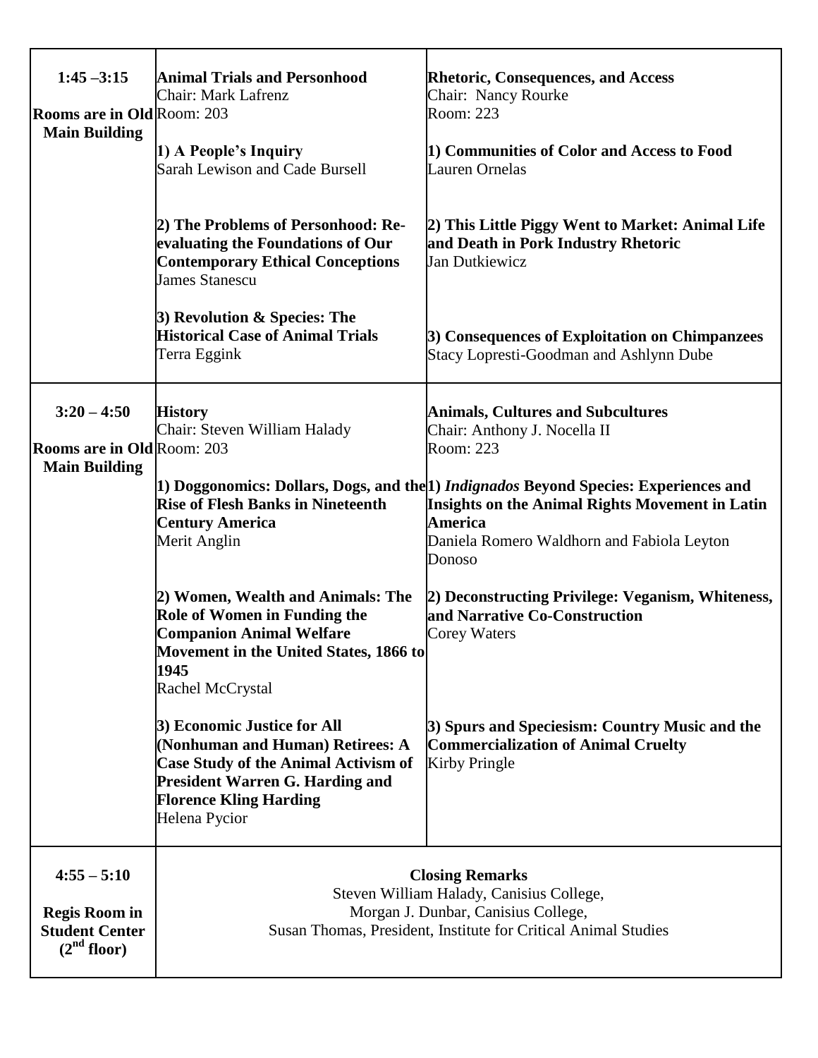| | | |
|---|---|---|
| **1:45 – 3:15** **Rooms are in Old Main Building** | **Animal Trials and Personhood** Chair: Mark Lafrenz Room: 203 **1) A People's Inquiry** Sarah Lewison and Cade Bursell **2) The Problems of Personhood: Re-evaluating the Foundations of Our Contemporary Ethical Conceptions** James Stanescu **3) Revolution & Species: The Historical Case of Animal Trials** Terra Eggink | **Rhetoric, Consequences, and Access** Chair: Nancy Rourke Room: 223 **1) Communities of Color and Access to Food** Lauren Ornelas **2) This Little Piggy Went to Market: Animal Life and Death in Pork Industry Rhetoric** Jan Dutkiewicz **3) Consequences of Exploitation on Chimpanzees** Stacy Lopresti-Goodman and Ashlynn Dube |
| **3:20 – 4:50** **Rooms are in Old Main Building** | **History** Chair: Steven William Halady Room: 203 **1) Doggonomics: Dollars, Dogs, and the Rise of Flesh Banks in Nineteenth Century America** Merit Anglin **2) Women, Wealth and Animals: The Role of Women in Funding the Companion Animal Welfare Movement in the United States, 1866 to 1945** Rachel McCrystal **3) Economic Justice for All (Nonhuman and Human) Retirees: A Case Study of the Animal Activism of President Warren G. Harding and Florence Kling Harding** Helena Pycior | **Animals, Cultures and Subcultures** Chair: Anthony J. Nocella II Room: 223 **1) *Indignados* Beyond Species: Experiences and Insights on the Animal Rights Movement in Latin America** Daniela Romero Waldhorn and Fabiola Leyton Donoso **2) Deconstructing Privilege: Veganism, Whiteness, and Narrative Co-Construction** Corey Waters **3) Spurs and Speciesism: Country Music and the Commercialization of Animal Cruelty** Kirby Pringle |
| **4:55 – 5:10** **Regis Room in Student Center (2nd floor)** | **Closing Remarks** Steven William Halady, Canisius College, Morgan J. Dunbar, Canisius College, Susan Thomas, President, Institute for Critical Animal Studies | |